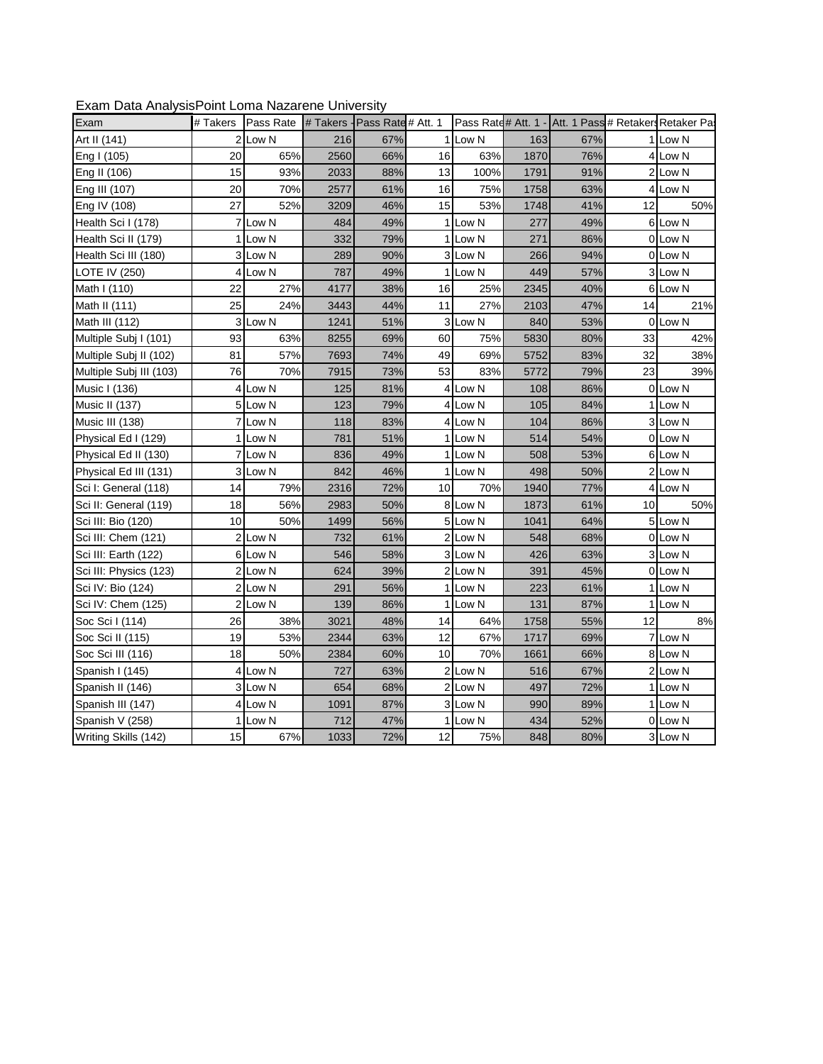Exam Data Analysis Point Loma Nazarene University

| Exam | # Takers | Pass Rate | # Takers - | Pass Rate | # Att. 1 | Pass Rate | # Att. 1 - | Att. 1 Pass | # Retakers | Retaker Pa |
|---|---|---|---|---|---|---|---|---|---|---|
| Art II (141) | 2 | Low N | 216 | 67% | 1 | Low N | 163 | 67% | 1 | Low N |
| Eng I (105) | 20 | 65% | 2560 | 66% | 16 | 63% | 1870 | 76% | 4 | Low N |
| Eng II (106) | 15 | 93% | 2033 | 88% | 13 | 100% | 1791 | 91% | 2 | Low N |
| Eng III (107) | 20 | 70% | 2577 | 61% | 16 | 75% | 1758 | 63% | 4 | Low N |
| Eng IV (108) | 27 | 52% | 3209 | 46% | 15 | 53% | 1748 | 41% | 12 | 50% |
| Health Sci I (178) | 7 | Low N | 484 | 49% | 1 | Low N | 277 | 49% | 6 | Low N |
| Health Sci II (179) | 1 | Low N | 332 | 79% | 1 | Low N | 271 | 86% | 0 | Low N |
| Health Sci III (180) | 3 | Low N | 289 | 90% | 3 | Low N | 266 | 94% | 0 | Low N |
| LOTE IV (250) | 4 | Low N | 787 | 49% | 1 | Low N | 449 | 57% | 3 | Low N |
| Math I (110) | 22 | 27% | 4177 | 38% | 16 | 25% | 2345 | 40% | 6 | Low N |
| Math II (111) | 25 | 24% | 3443 | 44% | 11 | 27% | 2103 | 47% | 14 | 21% |
| Math III (112) | 3 | Low N | 1241 | 51% | 3 | Low N | 840 | 53% | 0 | Low N |
| Multiple Subj I (101) | 93 | 63% | 8255 | 69% | 60 | 75% | 5830 | 80% | 33 | 42% |
| Multiple Subj II (102) | 81 | 57% | 7693 | 74% | 49 | 69% | 5752 | 83% | 32 | 38% |
| Multiple Subj III (103) | 76 | 70% | 7915 | 73% | 53 | 83% | 5772 | 79% | 23 | 39% |
| Music I (136) | 4 | Low N | 125 | 81% | 4 | Low N | 108 | 86% | 0 | Low N |
| Music II (137) | 5 | Low N | 123 | 79% | 4 | Low N | 105 | 84% | 1 | Low N |
| Music III (138) | 7 | Low N | 118 | 83% | 4 | Low N | 104 | 86% | 3 | Low N |
| Physical Ed I (129) | 1 | Low N | 781 | 51% | 1 | Low N | 514 | 54% | 0 | Low N |
| Physical Ed II (130) | 7 | Low N | 836 | 49% | 1 | Low N | 508 | 53% | 6 | Low N |
| Physical Ed III (131) | 3 | Low N | 842 | 46% | 1 | Low N | 498 | 50% | 2 | Low N |
| Sci I: General (118) | 14 | 79% | 2316 | 72% | 10 | 70% | 1940 | 77% | 4 | Low N |
| Sci II: General (119) | 18 | 56% | 2983 | 50% | 8 | Low N | 1873 | 61% | 10 | 50% |
| Sci III: Bio (120) | 10 | 50% | 1499 | 56% | 5 | Low N | 1041 | 64% | 5 | Low N |
| Sci III: Chem (121) | 2 | Low N | 732 | 61% | 2 | Low N | 548 | 68% | 0 | Low N |
| Sci III: Earth (122) | 6 | Low N | 546 | 58% | 3 | Low N | 426 | 63% | 3 | Low N |
| Sci III: Physics (123) | 2 | Low N | 624 | 39% | 2 | Low N | 391 | 45% | 0 | Low N |
| Sci IV: Bio (124) | 2 | Low N | 291 | 56% | 1 | Low N | 223 | 61% | 1 | Low N |
| Sci IV: Chem (125) | 2 | Low N | 139 | 86% | 1 | Low N | 131 | 87% | 1 | Low N |
| Soc Sci I (114) | 26 | 38% | 3021 | 48% | 14 | 64% | 1758 | 55% | 12 | 8% |
| Soc Sci II (115) | 19 | 53% | 2344 | 63% | 12 | 67% | 1717 | 69% | 7 | Low N |
| Soc Sci III (116) | 18 | 50% | 2384 | 60% | 10 | 70% | 1661 | 66% | 8 | Low N |
| Spanish I (145) | 4 | Low N | 727 | 63% | 2 | Low N | 516 | 67% | 2 | Low N |
| Spanish II (146) | 3 | Low N | 654 | 68% | 2 | Low N | 497 | 72% | 1 | Low N |
| Spanish III (147) | 4 | Low N | 1091 | 87% | 3 | Low N | 990 | 89% | 1 | Low N |
| Spanish V (258) | 1 | Low N | 712 | 47% | 1 | Low N | 434 | 52% | 0 | Low N |
| Writing Skills (142) | 15 | 67% | 1033 | 72% | 12 | 75% | 848 | 80% | 3 | Low N |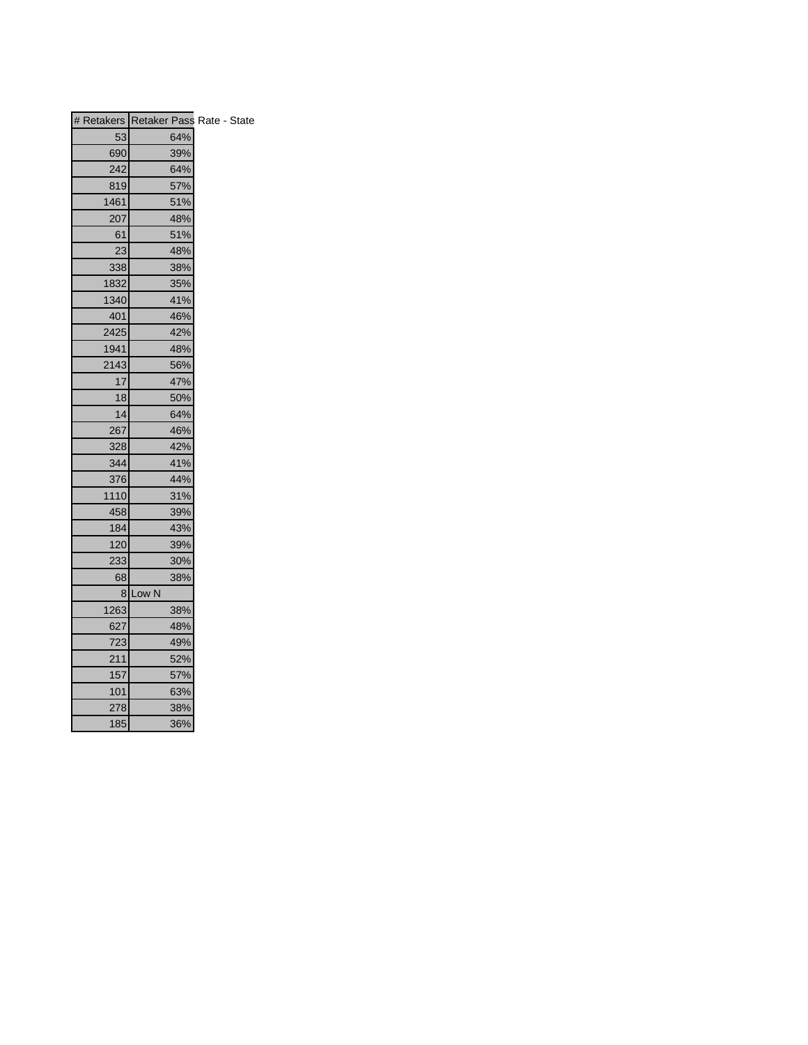| # Retakers | Retaker Pass Rate - State |
|---|---|
| 53 | 64% |
| 690 | 39% |
| 242 | 64% |
| 819 | 57% |
| 1461 | 51% |
| 207 | 48% |
| 61 | 51% |
| 23 | 48% |
| 338 | 38% |
| 1832 | 35% |
| 1340 | 41% |
| 401 | 46% |
| 2425 | 42% |
| 1941 | 48% |
| 2143 | 56% |
| 17 | 47% |
| 18 | 50% |
| 14 | 64% |
| 267 | 46% |
| 328 | 42% |
| 344 | 41% |
| 376 | 44% |
| 1110 | 31% |
| 458 | 39% |
| 184 | 43% |
| 120 | 39% |
| 233 | 30% |
| 68 | 38% |
| 8 | Low N |
| 1263 | 38% |
| 627 | 48% |
| 723 | 49% |
| 211 | 52% |
| 157 | 57% |
| 101 | 63% |
| 278 | 38% |
| 185 | 36% |